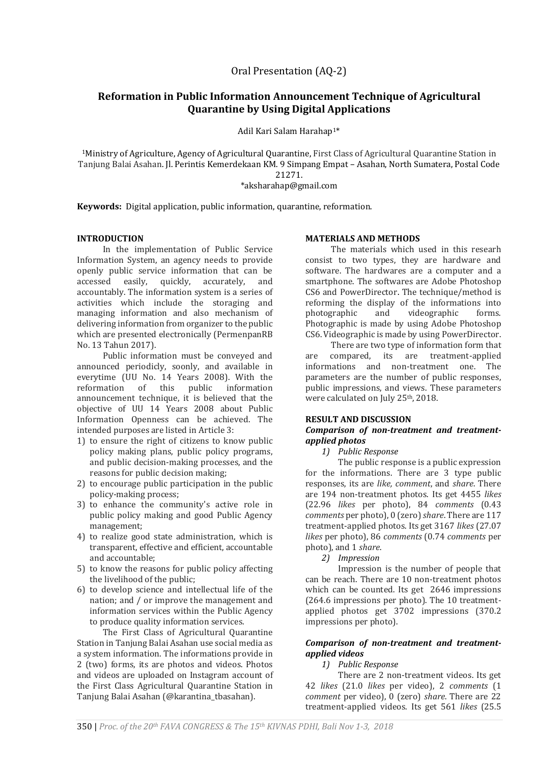Oral Presentation (AQ-2)

# Reformation in Public Information Announcement Technique of Agricultural Quarantine by Using Digital Applications

Adil Kari Salam Harahap[1]*

[1]Ministry of Agriculture, Agency of Agricultural Quarantine, First Class of Agricultural Quarantine Station in Tanjung Balai Asahan. Jl. Perintis Kemerdekaan KM. 9 Simpang Empat – Asahan, North Sumatera, Postal Code 21271.
*aksharahap@gmail.com

**Keywords:** Digital application, public information, quarantine, reformation.

## INTRODUCTION

In the implementation of Public Service Information System, an agency needs to provide openly public service information that can be accessed easily, quickly, accurately, and accountably. The information system is a series of activities which include the storaging and managing information and also mechanism of delivering information from organizer to the public which are presented electronically (PermenpanRB No. 13 Tahun 2017).

Public information must be conveyed and announced periodicly, soonly, and available in everytime (UU No. 14 Years 2008). With the reformation of this public information announcement technique, it is believed that the objective of UU 14 Years 2008 about Public Information Openness can be achieved. The intended purposes are listed in Article 3:

1) to ensure the right of citizens to know public policy making plans, public policy programs, and public decision-making processes, and the reasons for public decision making;
2) to encourage public participation in the public policy-making process;
3) to enhance the community's active role in public policy making and good Public Agency management;
4) to realize good state administration, which is transparent, effective and efficient, accountable and accountable;
5) to know the reasons for public policy affecting the livelihood of the public;
6) to develop science and intellectual life of the nation; and / or improve the management and information services within the Public Agency to produce quality information services.

The First Class of Agricultural Quarantine Station in Tanjung Balai Asahan use social media as a system information. The informations provide in 2 (two) forms, its are photos and videos. Photos and videos are uploaded on Instagram account of the First Class Agricultural Quarantine Station in Tanjung Balai Asahan (@karantina_tbasahan).

## MATERIALS AND METHODS

The materials which used in this researh consist to two types, they are hardware and software. The hardwares are a computer and a smartphone. The softwares are Adobe Photoshop CS6 and PowerDirector. The technique/method is reforming the display of the informations into photographic and videographic forms. Photographic is made by using Adobe Photoshop CS6. Videographic is made by using PowerDirector.

There are two type of information form that are compared, its are treatment-applied informations and non-treatment one. The parameters are the number of public responses, public impressions, and views. These parameters were calculated on July 25th, 2018.

## RESULT AND DISCUSSION

### *Comparison of non-treatment and treatment-applied photos*

*1) Public Response*

The public response is a public expression for the informations. There are 3 type public responses, its are *like, comment*, and *share*. There are 194 non-treatment photos. Its get 4455 *likes* (22.96 *likes* per photo), 84 *comments* (0.43 *comments* per photo), 0 (zero) *share*. There are 117 treatment-applied photos. Its get 3167 *likes* (27.07 *likes* per photo), 86 *comments* (0.74 *comments* per photo), and 1 *share*.

*2) Impression*

Impression is the number of people that can be reach. There are 10 non-treatment photos which can be counted. Its get 2646 impressions (264.6 impressions per photo). The 10 treatment-applied photos get 3702 impressions (370.2 impressions per photo).

### *Comparison of non-treatment and treatment-applied videos*

*1) Public Response*

There are 2 non-treatment videos. Its get 42 *likes* (21.0 *likes* per video), 2 *comments* (1 *comment* per video), 0 (zero) *share*. There are 22 treatment-applied videos. Its get 561 *likes* (25.5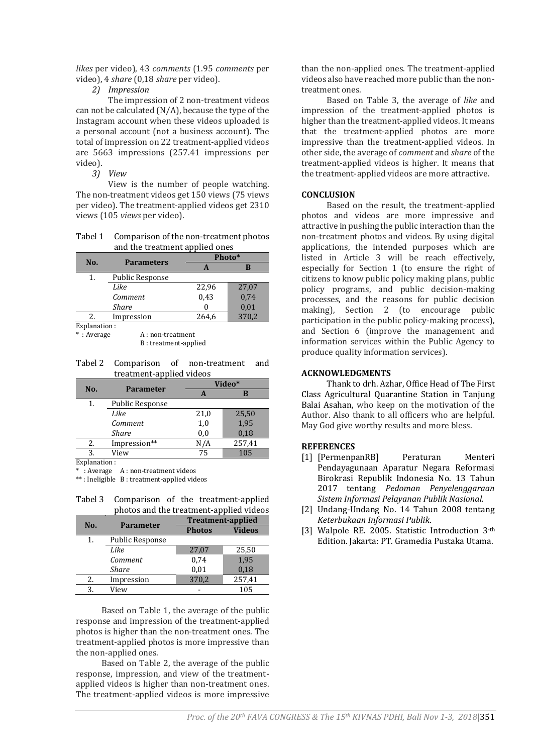*likes* per video), 43 *comments* (1.95 *comments* per video), 4 *share* (0,18 *share* per video).

*2) Impression*

The impression of 2 non-treatment videos can not be calculated (N/A), because the type of the Instagram account when these videos uploaded is a personal account (not a business account). The total of impression on 22 treatment-applied videos are 5663 impressions (257.41 impressions per video).

*3) View*

View is the number of people watching. The non-treatment videos get 150 views (75 views per video). The treatment-applied videos get 2310 views (105 *views* per video).

Tabel 1 Comparison of the non-treatment photos and the treatment applied ones

| No. | Parameters | Photo* | |
|---|---|---|---|
| | | A | B |
| 1. | Public Response | | |
| | *Like* | 22,96 | 27,07 |
| | *Comment* | 0,43 | 0,74 |
| | *Share* | 0 | 0,01 |
| 2. | Impression | 264,6 | 370,2 |

Explanation :
* : Average A : non-treatment
B : treatment-applied

Tabel 2 Comparison of non-treatment and treatment-applied videos

| No. | Parameter | Video* | |
|---|---|---|---|
| | | A | B |
| 1. | Public Response | | |
| | *Like* | 21,0 | 25,50 |
| | *Comment* | 1,0 | 1,95 |
| | *Share* | 0,0 | 0,18 |
| 2. | Impression** | N/A | 257,41 |
| 3. | View | 75 | 105 |

Explanation :
* : Average A : non-treatment videos
** : Ineligible B : treatment-applied videos

Tabel 3 Comparison of the treatment-applied photos and the treatment-applied videos

| No. | Parameter | Treatment-applied | |
|---|---|---|---|
| | | Photos | Videos |
| 1. | Public Response | | |
| | *Like* | 27,07 | 25,50 |
| | *Comment* | 0,74 | 1,95 |
| | *Share* | 0,01 | 0,18 |
| 2. | Impression | 370,2 | 257,41 |
| 3. | View | - | 105 |

Based on Table 1, the average of the public response and impression of the treatment-applied photos is higher than the non-treatment ones. The treatment-applied photos is more impressive than the non-applied ones.

Based on Table 2, the average of the public response, impression, and view of the treatment-applied videos is higher than non-treatment ones. The treatment-applied videos is more impressive than the non-applied ones. The treatment-applied videos also have reached more public than the non-treatment ones.

Based on Table 3, the average of *like* and impression of the treatment-applied photos is higher than the treatment-applied videos. It means that the treatment-applied photos are more impressive than the treatment-applied videos. In other side, the average of *comment* and *share* of the treatment-applied videos is higher. It means that the treatment-applied videos are more attractive.

## CONCLUSION

Based on the result, the treatment-applied photos and videos are more impressive and attractive in pushing the public interaction than the non-treatment photos and videos. By using digital applications, the intended purposes which are listed in Article 3 will be reach effectively, especially for Section 1 (to ensure the right of citizens to know public policy making plans, public policy programs, and public decision-making processes, and the reasons for public decision making), Section 2 (to encourage public participation in the public policy-making process), and Section 6 (improve the management and information services within the Public Agency to produce quality information services).

## ACKNOWLEDGMENTS

Thank to drh. Azhar, Office Head of The First Class Agricultural Quarantine Station in Tanjung Balai Asahan, who keep on the motivation of the Author. Also thank to all officers who are helpful. May God give worthy results and more bless.

## REFERENCES

[1] [PermenpanRB] Peraturan Menteri Pendayagunaan Aparatur Negara Reformasi Birokrasi Republik Indonesia No. 13 Tahun 2017 tentang *Pedoman Penyelenggaraan Sistem Informasi Pelayanan Publik Nasional.*

[2] Undang-Undang No. 14 Tahun 2008 tentang *Keterbukaan Informasi Publik*.

[3] Walpole RE. 2005. Statistic Introduction 3-th Edition. Jakarta: PT. Gramedia Pustaka Utama.